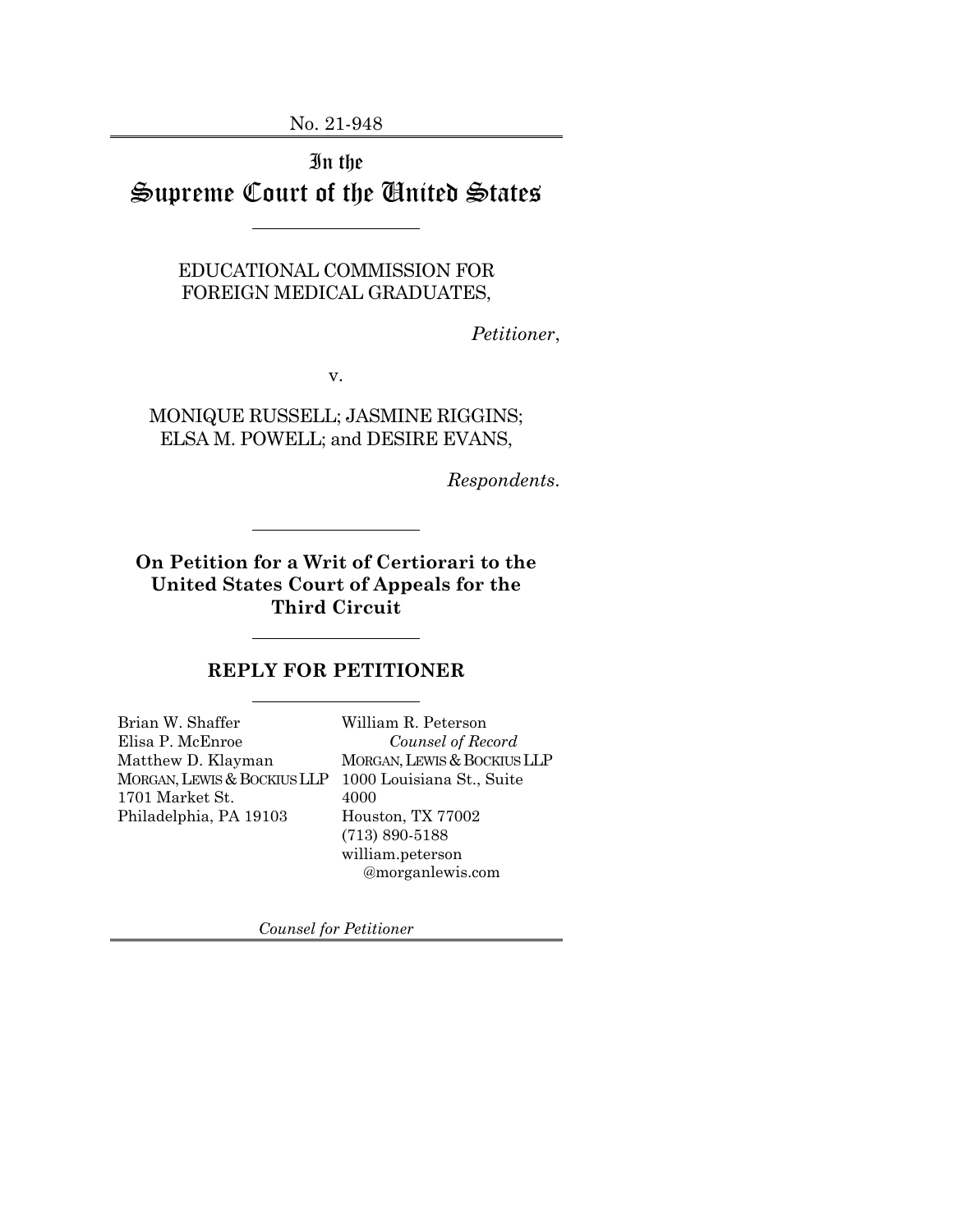No. 21-948

# In the Supreme Court of the United States

EDUCATIONAL COMMISSION FOR FOREIGN MEDICAL GRADUATES,

*Petitioner*,

v.

MONIQUE RUSSELL; JASMINE RIGGINS; ELSA M. POWELL; and DESIRE EVANS,

*Respondents*.

**On Petition for a Writ of Certiorari to the United States Court of Appeals for the Third Circuit**

## REPLY FOR PETITIONER

Brian W. Shaffer
Elisa P. McEnroe
Matthew D. Klayman
MORGAN, LEWIS & BOCKIUS LLP
1701 Market St.
Philadelphia, PA 19103

William R. Peterson
*Counsel of Record*
MORGAN, LEWIS & BOCKIUS LLP
1000 Louisiana St., Suite 4000
Houston, TX 77002
(713) 890-5188
william.peterson@morganlewis.com

*Counsel for Petitioner*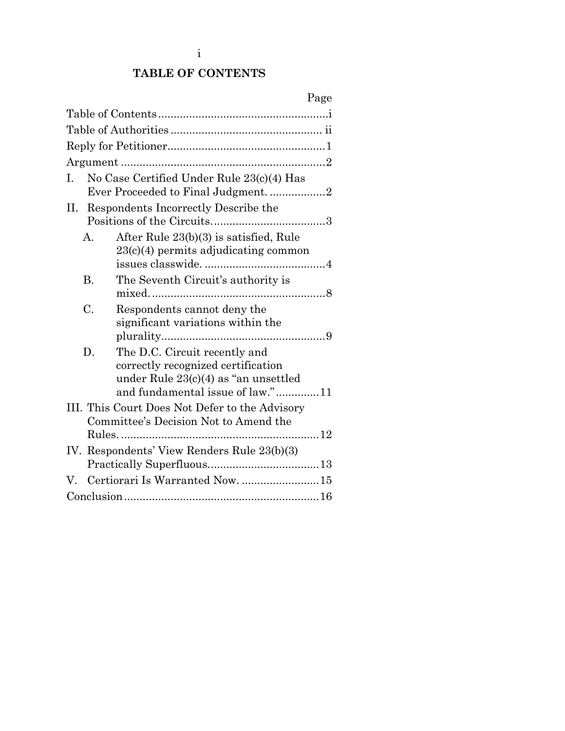# TABLE OF CONTENTS

| | Page |
|---|---|
| Table of Contents | i |
| Table of Authorities | ii |
| Reply for Petitioner | 1 |
| Argument | 2 |
| I. No Case Certified Under Rule 23(c)(4) Has Ever Proceeded to Final Judgment. | 2 |
| II. Respondents Incorrectly Describe the Positions of the Circuits. | 3 |
| A. After Rule 23(b)(3) is satisfied, Rule 23(c)(4) permits adjudicating common issues classwide. | 4 |
| B. The Seventh Circuit's authority is mixed. | 8 |
| C. Respondents cannot deny the significant variations within the plurality | 9 |
| D. The D.C. Circuit recently and correctly recognized certification under Rule 23(c)(4) as "an unsettled and fundamental issue of law." | 11 |
| III. This Court Does Not Defer to the Advisory Committee's Decision Not to Amend the Rules. | 12 |
| IV. Respondents' View Renders Rule 23(b)(3) Practically Superfluous | 13 |
| V. Certiorari Is Warranted Now. | 15 |
| Conclusion | 16 |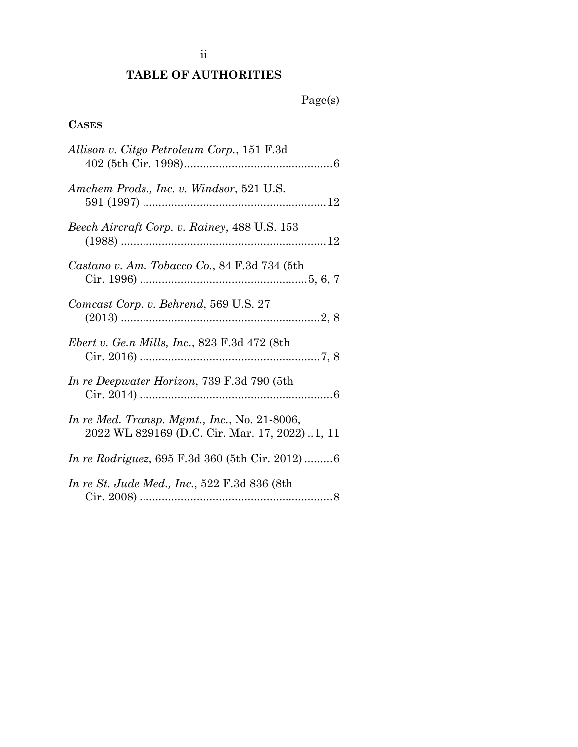# TABLE OF AUTHORITIES

Page(s)

**CASES**

*Allison v. Citgo Petroleum Corp.*, 151 F.3d 402 (5th Cir. 1998)................................................6

*Amchem Prods., Inc. v. Windsor*, 521 U.S. 591 (1997) ..........................................................12

*Beech Aircraft Corp. v. Rainey*, 488 U.S. 153 (1988) .................................................................12

*Castano v. Am. Tobacco Co.*, 84 F.3d 734 (5th Cir. 1996) .....................................................5, 6, 7

*Comcast Corp. v. Behrend*, 569 U.S. 27 (2013) ...............................................................2, 8

*Ebert v. Ge.n Mills, Inc.*, 823 F.3d 472 (8th Cir. 2016) .........................................................7, 8

*In re Deepwater Horizon*, 739 F.3d 790 (5th Cir. 2014) .............................................................6

*In re Med. Transp. Mgmt., Inc.*, No. 21-8006, 2022 WL 829169 (D.C. Cir. Mar. 17, 2022) ..1, 11

*In re Rodriguez*, 695 F.3d 360 (5th Cir. 2012) .........6

*In re St. Jude Med., Inc.*, 522 F.3d 836 (8th Cir. 2008) .............................................................8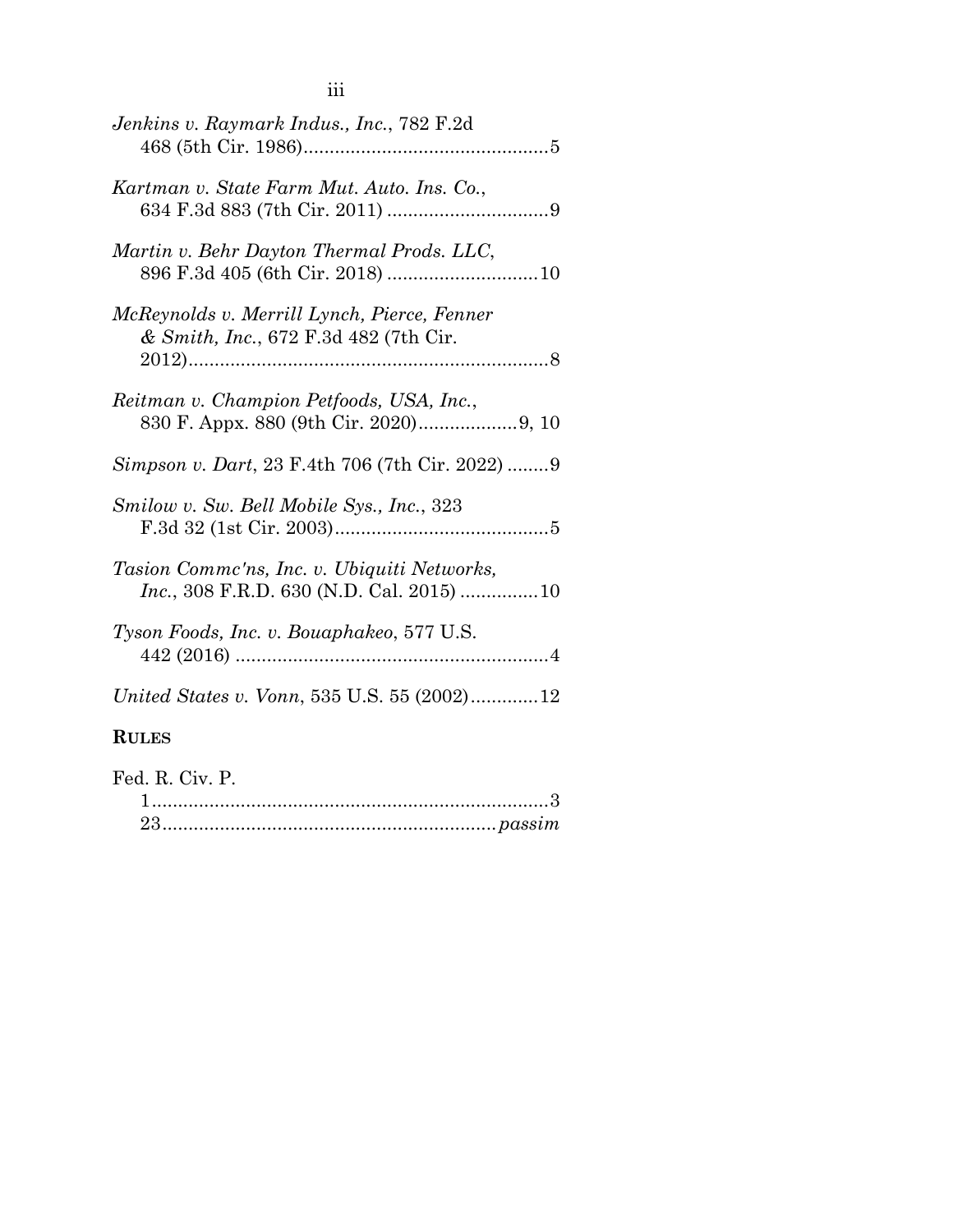*Jenkins v. Raymark Indus., Inc.*, 782 F.2d 468 (5th Cir. 1986)...............................................5

*Kartman v. State Farm Mut. Auto. Ins. Co.*, 634 F.3d 883 (7th Cir. 2011) ...............................9

*Martin v. Behr Dayton Thermal Prods. LLC*, 896 F.3d 405 (6th Cir. 2018) .............................10

*McReynolds v. Merrill Lynch, Pierce, Fenner & Smith, Inc.*, 672 F.3d 482 (7th Cir. 2012)......................................................................8

*Reitman v. Champion Petfoods, USA, Inc.*, 830 F. Appx. 880 (9th Cir. 2020)...................9, 10

*Simpson v. Dart*, 23 F.4th 706 (7th Cir. 2022) ........9

*Smilow v. Sw. Bell Mobile Sys., Inc.*, 323 F.3d 32 (1st Cir. 2003).........................................5

*Tasion Commc'ns, Inc. v. Ubiquiti Networks, Inc.*, 308 F.R.D. 630 (N.D. Cal. 2015) ...............10

*Tyson Foods, Inc. v. Bouaphakeo*, 577 U.S. 442 (2016) ............................................................4

*United States v. Vonn*, 535 U.S. 55 (2002).............12

**RULES**

Fed. R. Civ. P.
1.............................................................................3
23................................................................*passim*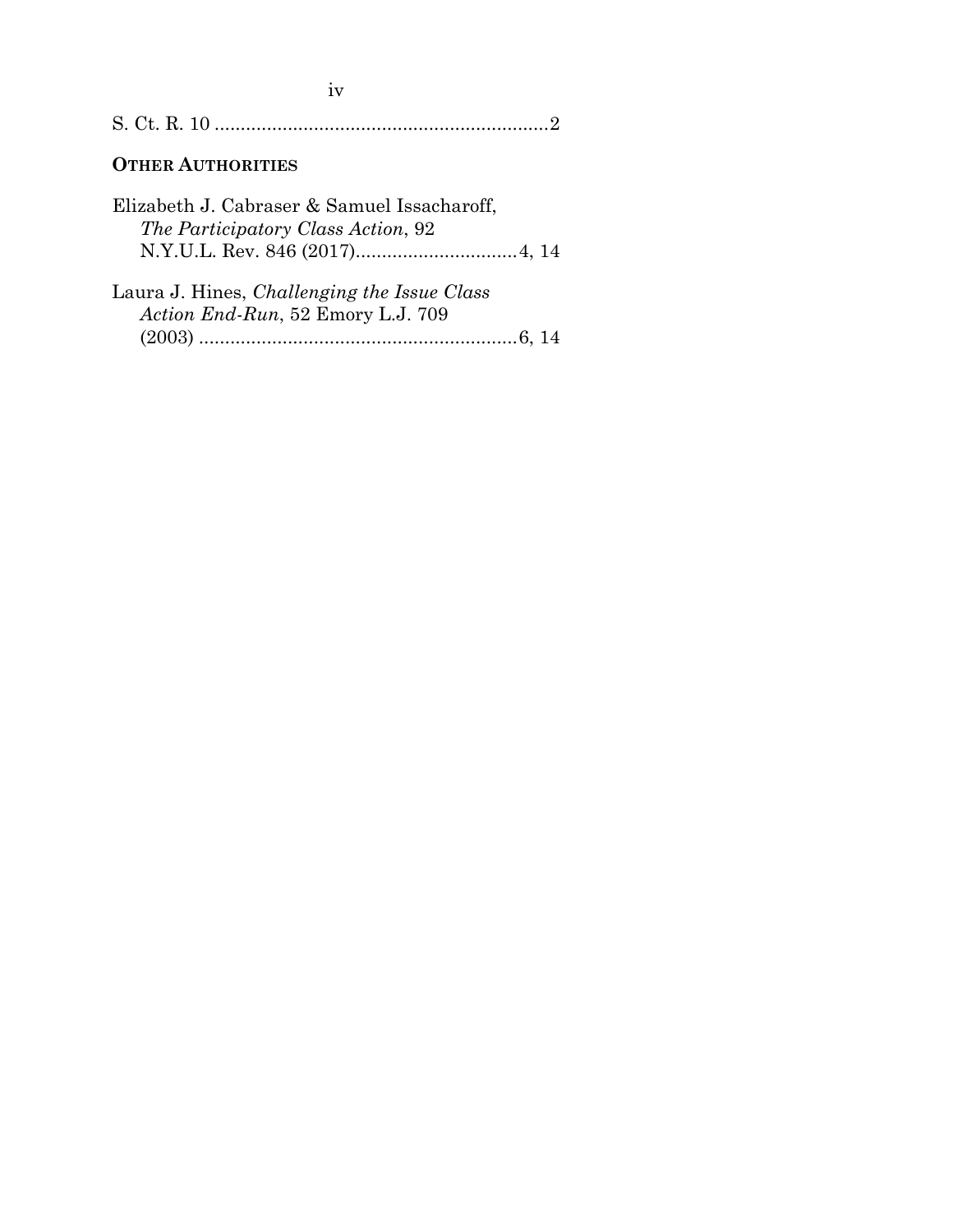S. Ct. R. 10 ................................................................2

**OTHER AUTHORITIES**

Elizabeth J. Cabraser & Samuel Issacharoff, *The Participatory Class Action*, 92 N.Y.U.L. Rev. 846 (2017)...............................4, 14

Laura J. Hines, *Challenging the Issue Class Action End-Run*, 52 Emory L.J. 709 (2003) .............................................................6, 14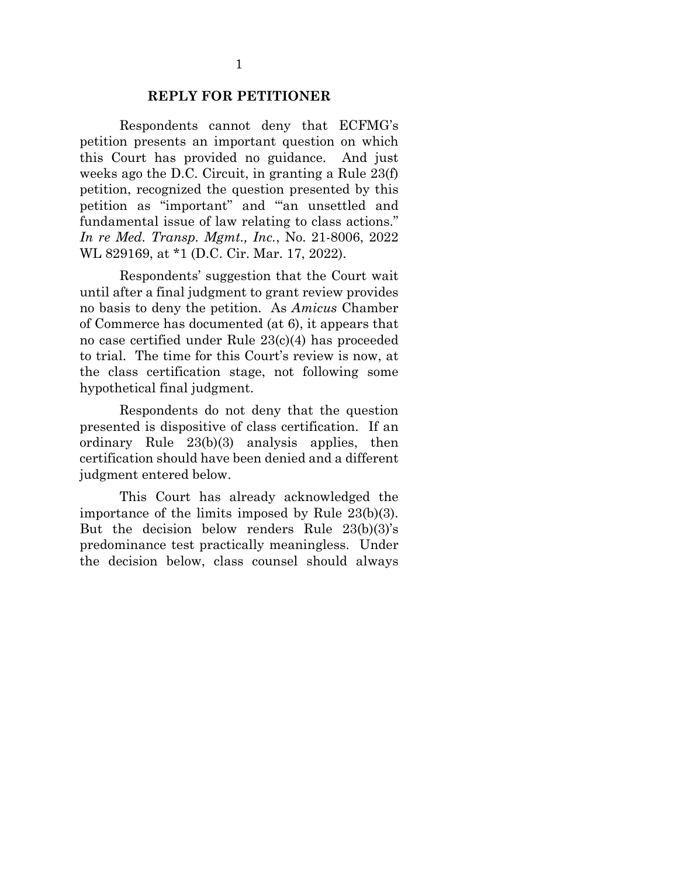## REPLY FOR PETITIONER

Respondents cannot deny that ECFMG's petition presents an important question on which this Court has provided no guidance. And just weeks ago the D.C. Circuit, in granting a Rule 23(f) petition, recognized the question presented by this petition as "important" and "'an unsettled and fundamental issue of law relating to class actions." *In re Med. Transp. Mgmt., Inc.*, No. 21-8006, 2022 WL 829169, at *1 (D.C. Cir. Mar. 17, 2022).

Respondents' suggestion that the Court wait until after a final judgment to grant review provides no basis to deny the petition. As *Amicus* Chamber of Commerce has documented (at 6), it appears that no case certified under Rule 23(c)(4) has proceeded to trial. The time for this Court's review is now, at the class certification stage, not following some hypothetical final judgment.

Respondents do not deny that the question presented is dispositive of class certification. If an ordinary Rule 23(b)(3) analysis applies, then certification should have been denied and a different judgment entered below.

This Court has already acknowledged the importance of the limits imposed by Rule 23(b)(3). But the decision below renders Rule 23(b)(3)'s predominance test practically meaningless. Under the decision below, class counsel should always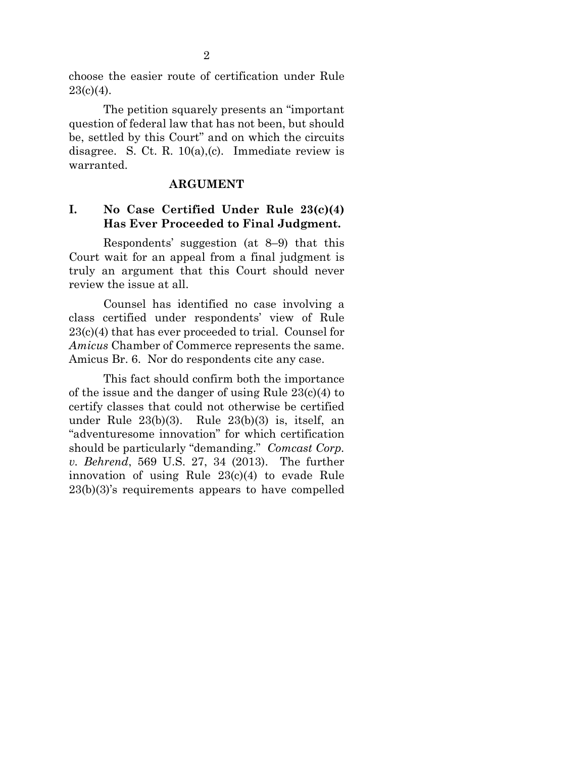choose the easier route of certification under Rule 23(c)(4).

The petition squarely presents an "important question of federal law that has not been, but should be, settled by this Court" and on which the circuits disagree. S. Ct. R. 10(a),(c). Immediate review is warranted.

## ARGUMENT

### I. No Case Certified Under Rule 23(c)(4) Has Ever Proceeded to Final Judgment.

Respondents' suggestion (at 8–9) that this Court wait for an appeal from a final judgment is truly an argument that this Court should never review the issue at all.

Counsel has identified no case involving a class certified under respondents' view of Rule 23(c)(4) that has ever proceeded to trial. Counsel for *Amicus* Chamber of Commerce represents the same. Amicus Br. 6. Nor do respondents cite any case.

This fact should confirm both the importance of the issue and the danger of using Rule 23(c)(4) to certify classes that could not otherwise be certified under Rule 23(b)(3). Rule 23(b)(3) is, itself, an "adventuresome innovation" for which certification should be particularly "demanding." *Comcast Corp. v. Behrend*, 569 U.S. 27, 34 (2013). The further innovation of using Rule 23(c)(4) to evade Rule 23(b)(3)'s requirements appears to have compelled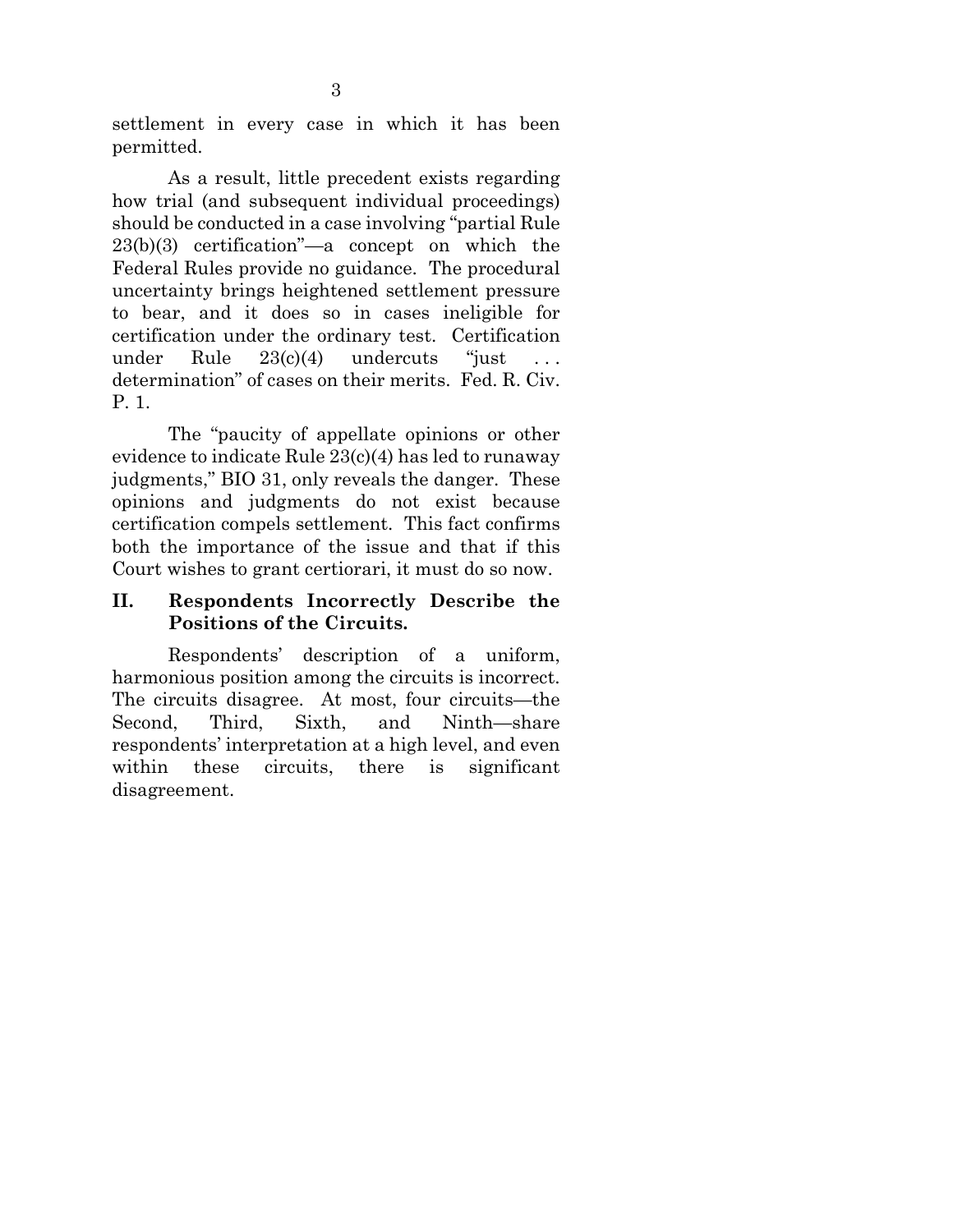settlement in every case in which it has been permitted.

As a result, little precedent exists regarding how trial (and subsequent individual proceedings) should be conducted in a case involving "partial Rule 23(b)(3) certification"—a concept on which the Federal Rules provide no guidance. The procedural uncertainty brings heightened settlement pressure to bear, and it does so in cases ineligible for certification under the ordinary test. Certification under Rule 23(c)(4) undercuts "just . . . determination" of cases on their merits. Fed. R. Civ. P. 1.

The "paucity of appellate opinions or other evidence to indicate Rule 23(c)(4) has led to runaway judgments," BIO 31, only reveals the danger. These opinions and judgments do not exist because certification compels settlement. This fact confirms both the importance of the issue and that if this Court wishes to grant certiorari, it must do so now.

## II. Respondents Incorrectly Describe the Positions of the Circuits.

Respondents' description of a uniform, harmonious position among the circuits is incorrect. The circuits disagree. At most, four circuits—the Second, Third, Sixth, and Ninth—share respondents' interpretation at a high level, and even within these circuits, there is significant disagreement.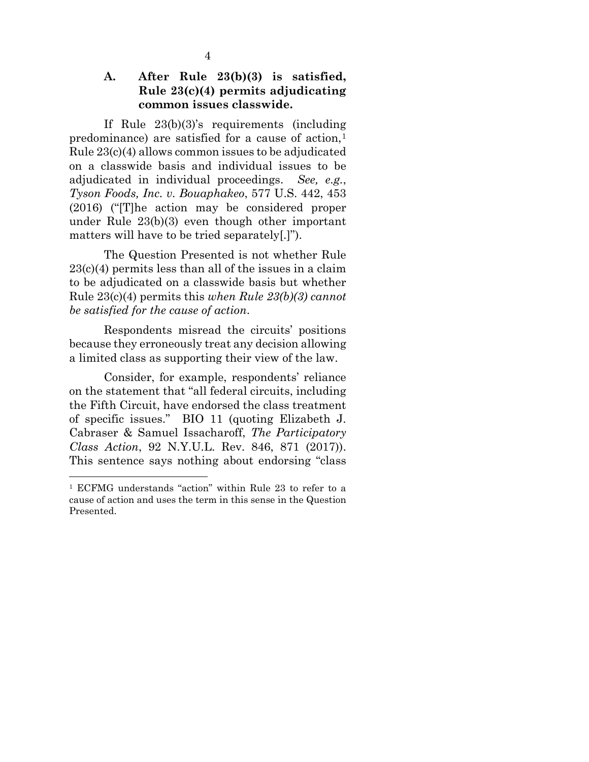### A. After Rule 23(b)(3) is satisfied, Rule 23(c)(4) permits adjudicating common issues classwide.

If Rule 23(b)(3)'s requirements (including predominance) are satisfied for a cause of action,[1] Rule 23(c)(4) allows common issues to be adjudicated on a classwide basis and individual issues to be adjudicated in individual proceedings. *See, e.g.*, *Tyson Foods, Inc. v. Bouaphakeo*, 577 U.S. 442, 453 (2016) ("[T]he action may be considered proper under Rule 23(b)(3) even though other important matters will have to be tried separately[.]").

The Question Presented is not whether Rule 23(c)(4) permits less than all of the issues in a claim to be adjudicated on a classwide basis but whether Rule 23(c)(4) permits this *when Rule 23(b)(3) cannot be satisfied for the cause of action*.

Respondents misread the circuits' positions because they erroneously treat any decision allowing a limited class as supporting their view of the law.

Consider, for example, respondents' reliance on the statement that "all federal circuits, including the Fifth Circuit, have endorsed the class treatment of specific issues." BIO 11 (quoting Elizabeth J. Cabraser & Samuel Issacharoff, *The Participatory Class Action*, 92 N.Y.U.L. Rev. 846, 871 (2017)). This sentence says nothing about endorsing "class

---

[1] ECFMG understands "action" within Rule 23 to refer to a cause of action and uses the term in this sense in the Question Presented.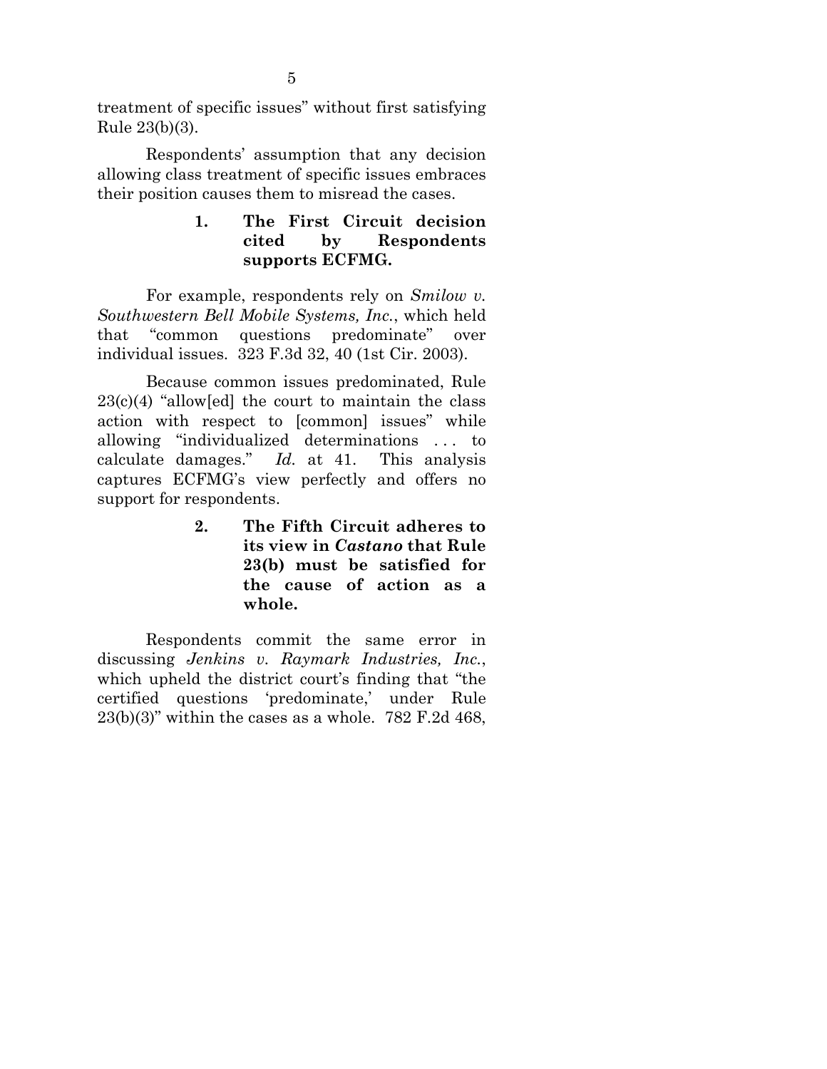treatment of specific issues" without first satisfying Rule 23(b)(3).

Respondents' assumption that any decision allowing class treatment of specific issues embraces their position causes them to misread the cases.

### 1. The First Circuit decision cited by Respondents supports ECFMG.

For example, respondents rely on *Smilow v. Southwestern Bell Mobile Systems, Inc.*, which held that "common questions predominate" over individual issues. 323 F.3d 32, 40 (1st Cir. 2003).

Because common issues predominated, Rule 23(c)(4) "allow[ed] the court to maintain the class action with respect to [common] issues" while allowing "individualized determinations . . . to calculate damages." *Id.* at 41. This analysis captures ECFMG's view perfectly and offers no support for respondents.

### 2. The Fifth Circuit adheres to its view in *Castano* that Rule 23(b) must be satisfied for the cause of action as a whole.

Respondents commit the same error in discussing *Jenkins v. Raymark Industries, Inc.*, which upheld the district court's finding that "the certified questions 'predominate,' under Rule 23(b)(3)" within the cases as a whole. 782 F.2d 468,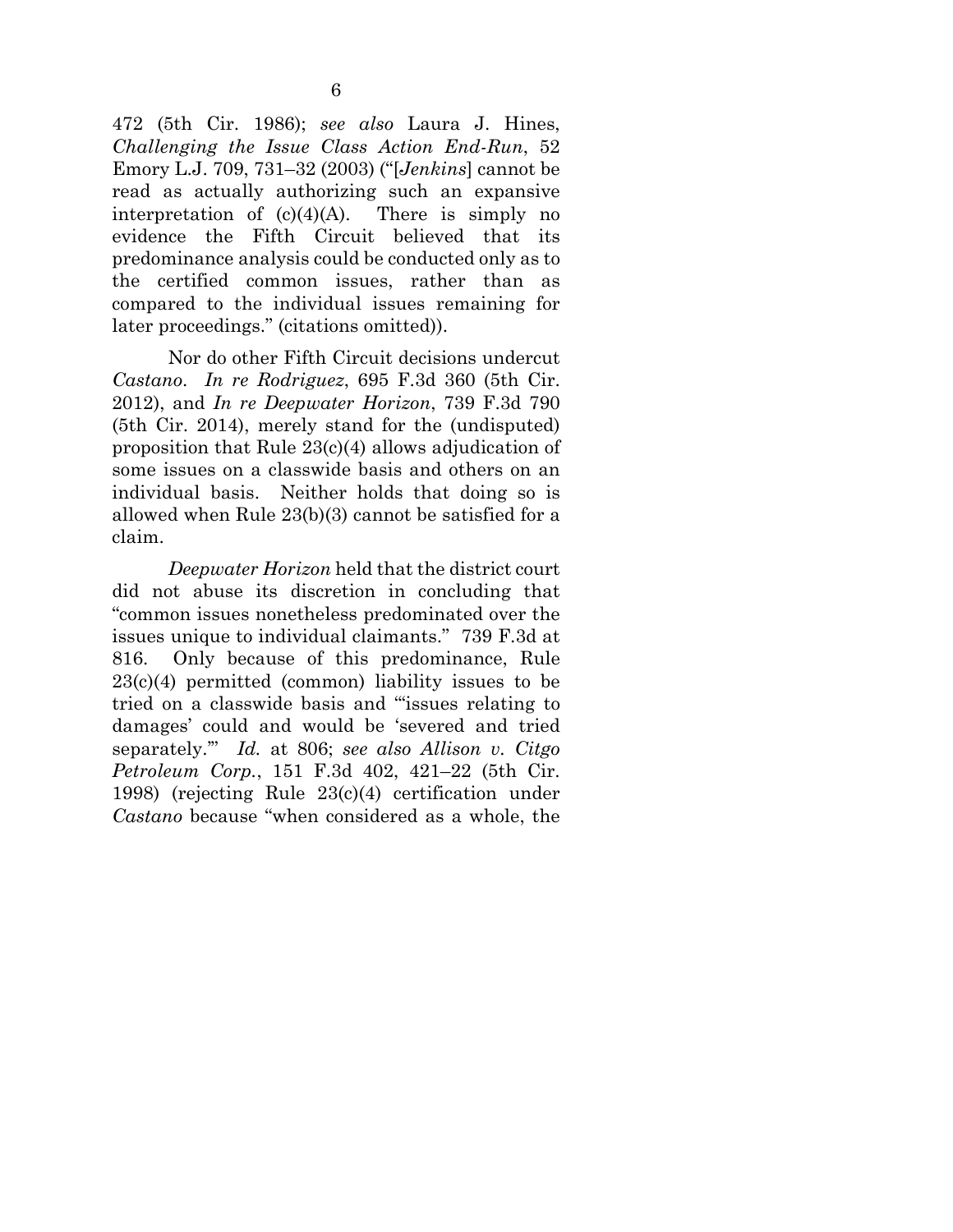472 (5th Cir. 1986); *see also* Laura J. Hines, *Challenging the Issue Class Action End-Run*, 52 Emory L.J. 709, 731–32 (2003) ("[*Jenkins*] cannot be read as actually authorizing such an expansive interpretation of (c)(4)(A). There is simply no evidence the Fifth Circuit believed that its predominance analysis could be conducted only as to the certified common issues, rather than as compared to the individual issues remaining for later proceedings." (citations omitted)).

Nor do other Fifth Circuit decisions undercut *Castano*. *In re Rodriguez*, 695 F.3d 360 (5th Cir. 2012), and *In re Deepwater Horizon*, 739 F.3d 790 (5th Cir. 2014), merely stand for the (undisputed) proposition that Rule 23(c)(4) allows adjudication of some issues on a classwide basis and others on an individual basis. Neither holds that doing so is allowed when Rule 23(b)(3) cannot be satisfied for a claim.

*Deepwater Horizon* held that the district court did not abuse its discretion in concluding that "common issues nonetheless predominated over the issues unique to individual claimants." 739 F.3d at 816. Only because of this predominance, Rule 23(c)(4) permitted (common) liability issues to be tried on a classwide basis and "'issues relating to damages' could and would be 'severed and tried separately.'" *Id.* at 806; *see also Allison v. Citgo Petroleum Corp.*, 151 F.3d 402, 421–22 (5th Cir. 1998) (rejecting Rule 23(c)(4) certification under *Castano* because "when considered as a whole, the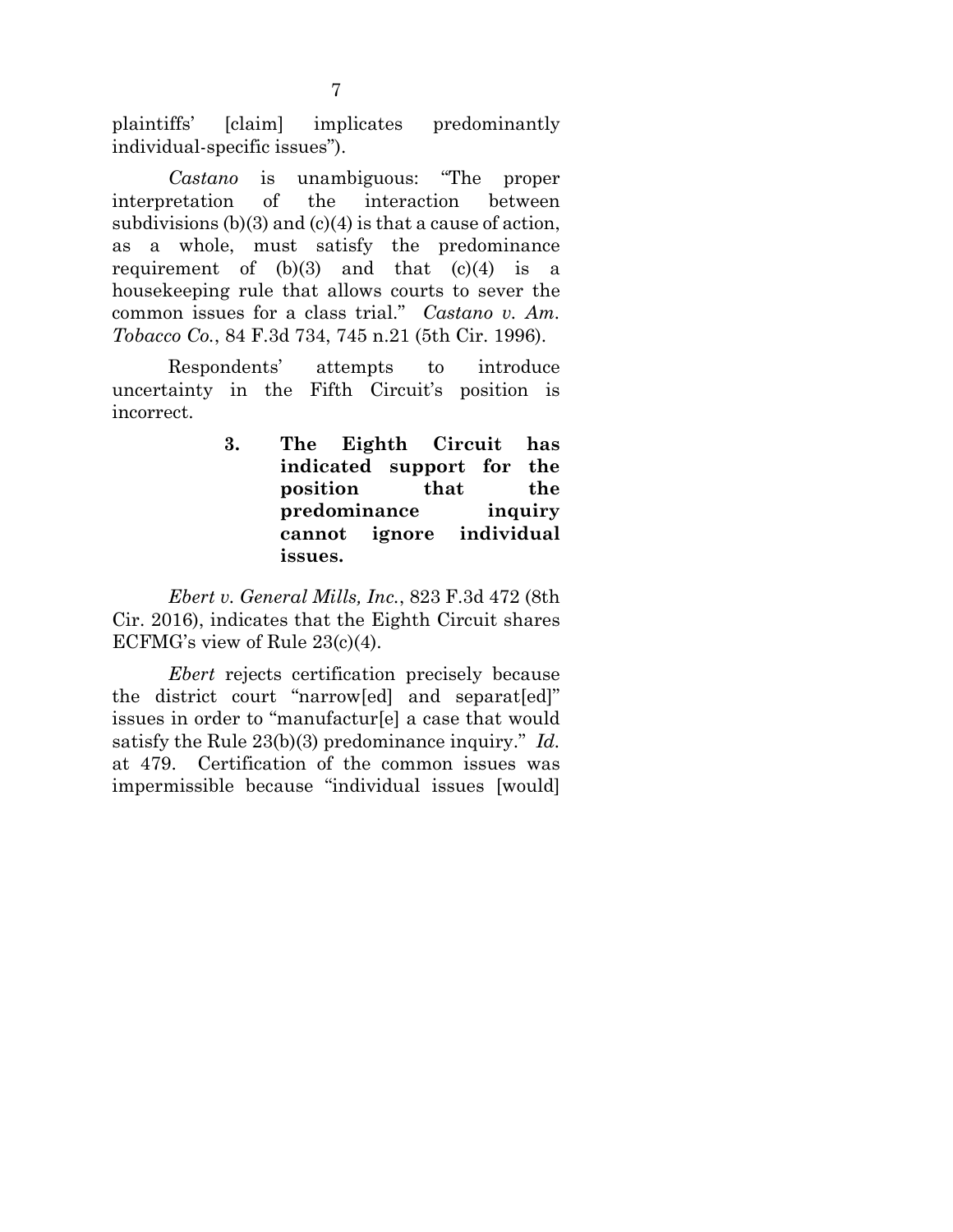plaintiffs' [claim] implicates predominantly individual-specific issues").

*Castano* is unambiguous: "The proper interpretation of the interaction between subdivisions (b)(3) and (c)(4) is that a cause of action, as a whole, must satisfy the predominance requirement of (b)(3) and that (c)(4) is a housekeeping rule that allows courts to sever the common issues for a class trial." *Castano v. Am. Tobacco Co.*, 84 F.3d 734, 745 n.21 (5th Cir. 1996).

Respondents' attempts to introduce uncertainty in the Fifth Circuit's position is incorrect.

**3. The Eighth Circuit has indicated support for the position that the predominance inquiry cannot ignore individual issues.**

*Ebert v. General Mills, Inc.*, 823 F.3d 472 (8th Cir. 2016), indicates that the Eighth Circuit shares ECFMG's view of Rule 23(c)(4).

*Ebert* rejects certification precisely because the district court "narrow[ed] and separat[ed]" issues in order to "manufactur[e] a case that would satisfy the Rule 23(b)(3) predominance inquiry." *Id.* at 479. Certification of the common issues was impermissible because "individual issues [would]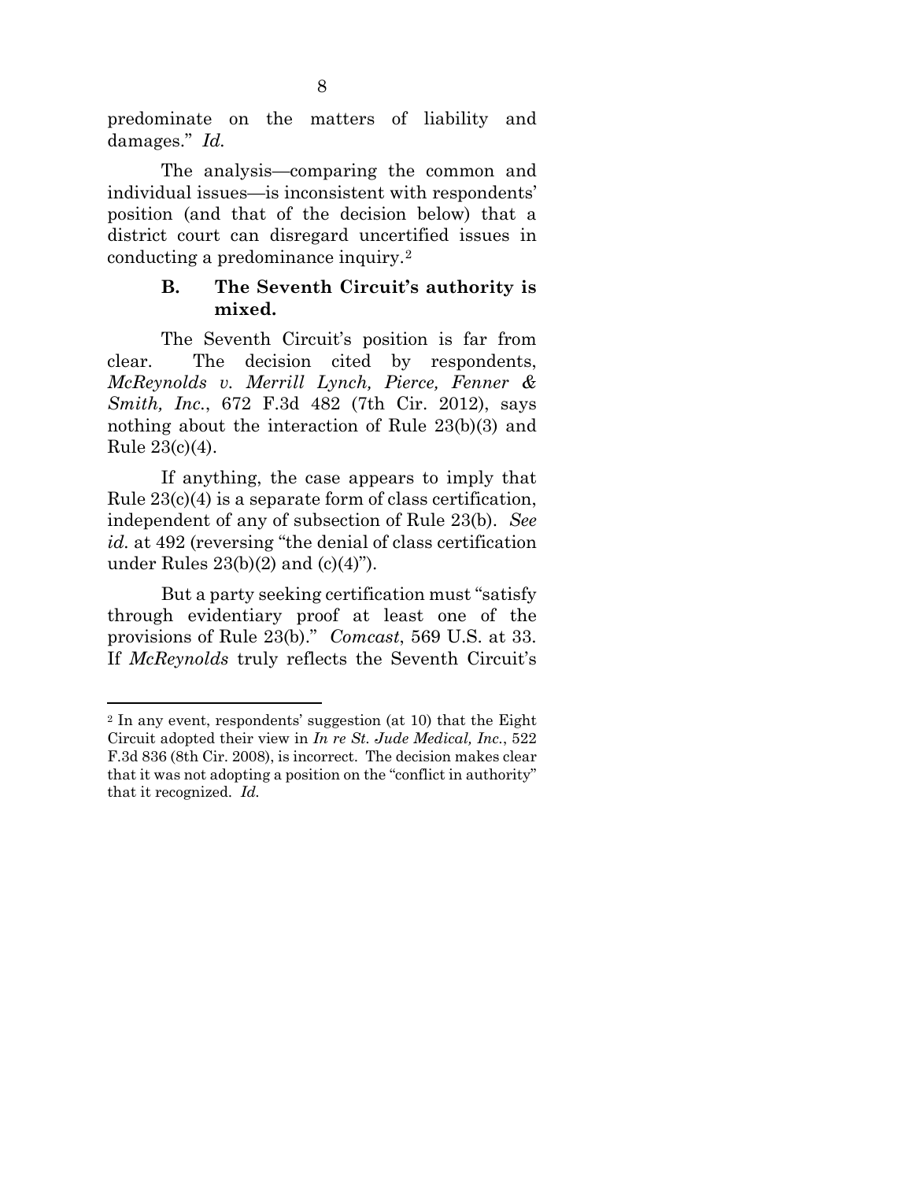predominate on the matters of liability and damages." *Id.*

The analysis—comparing the common and individual issues—is inconsistent with respondents' position (and that of the decision below) that a district court can disregard uncertified issues in conducting a predominance inquiry.[2]

### B. The Seventh Circuit's authority is mixed.

The Seventh Circuit's position is far from clear. The decision cited by respondents, *McReynolds v. Merrill Lynch, Pierce, Fenner & Smith, Inc.*, 672 F.3d 482 (7th Cir. 2012), says nothing about the interaction of Rule 23(b)(3) and Rule 23(c)(4).

If anything, the case appears to imply that Rule 23(c)(4) is a separate form of class certification, independent of any of subsection of Rule 23(b). *See id.* at 492 (reversing "the denial of class certification under Rules 23(b)(2) and (c)(4)").

But a party seeking certification must "satisfy through evidentiary proof at least one of the provisions of Rule 23(b)." *Comcast*, 569 U.S. at 33. If *McReynolds* truly reflects the Seventh Circuit's

---

[2] In any event, respondents' suggestion (at 10) that the Eight Circuit adopted their view in *In re St. Jude Medical, Inc.*, 522 F.3d 836 (8th Cir. 2008), is incorrect. The decision makes clear that it was not adopting a position on the "conflict in authority" that it recognized. *Id.*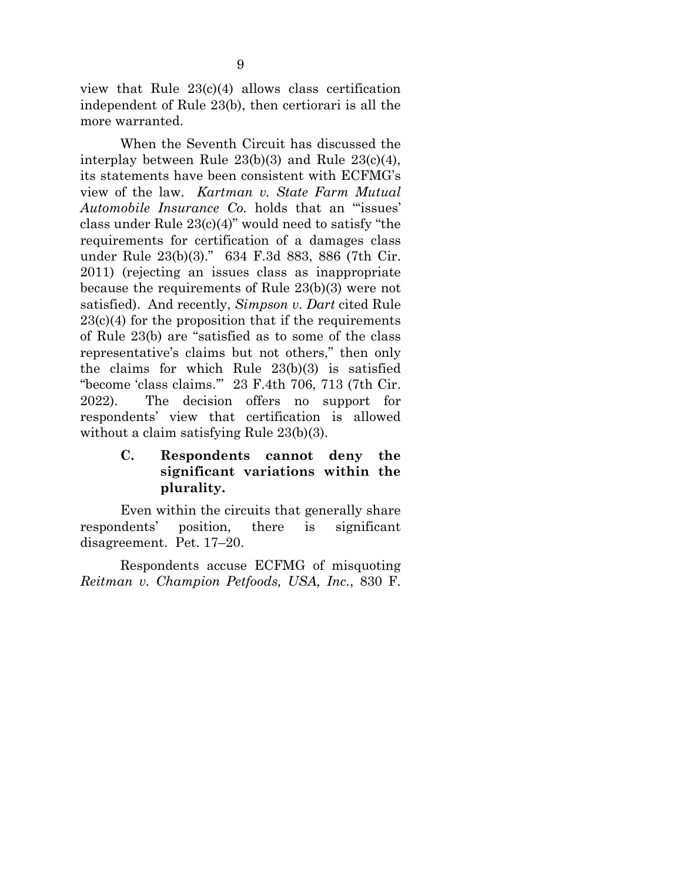view that Rule 23(c)(4) allows class certification independent of Rule 23(b), then certiorari is all the more warranted.

When the Seventh Circuit has discussed the interplay between Rule 23(b)(3) and Rule 23(c)(4), its statements have been consistent with ECFMG's view of the law. *Kartman v. State Farm Mutual Automobile Insurance Co.* holds that an "'issues' class under Rule 23(c)(4)" would need to satisfy "the requirements for certification of a damages class under Rule 23(b)(3)." 634 F.3d 883, 886 (7th Cir. 2011) (rejecting an issues class as inappropriate because the requirements of Rule 23(b)(3) were not satisfied). And recently, *Simpson v. Dart* cited Rule 23(c)(4) for the proposition that if the requirements of Rule 23(b) are "satisfied as to some of the class representative's claims but not others," then only the claims for which Rule 23(b)(3) is satisfied "become 'class claims.'" 23 F.4th 706, 713 (7th Cir. 2022). The decision offers no support for respondents' view that certification is allowed without a claim satisfying Rule 23(b)(3).

### C. Respondents cannot deny the significant variations within the plurality.

Even within the circuits that generally share respondents' position, there is significant disagreement. Pet. 17–20.

Respondents accuse ECFMG of misquoting *Reitman v. Champion Petfoods, USA, Inc.*, 830 F.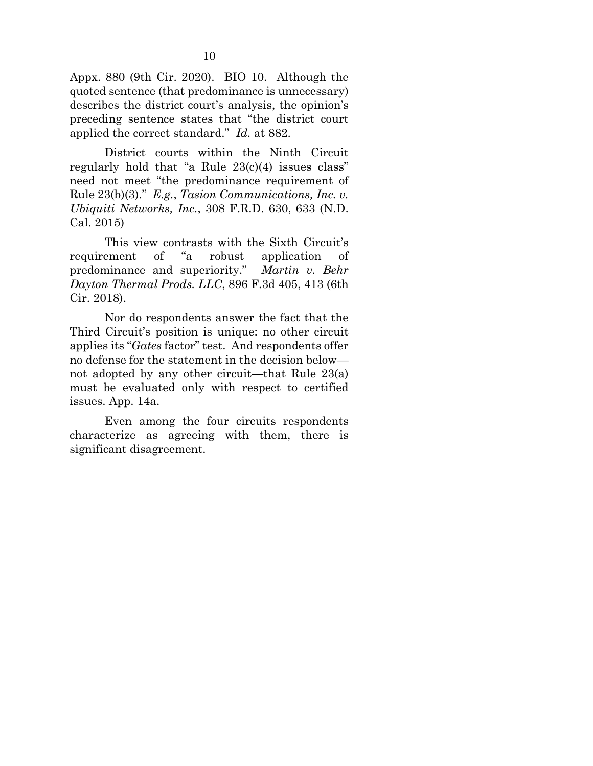Appx. 880 (9th Cir. 2020). BIO 10. Although the quoted sentence (that predominance is unnecessary) describes the district court's analysis, the opinion's preceding sentence states that "the district court applied the correct standard." *Id.* at 882.

District courts within the Ninth Circuit regularly hold that "a Rule 23(c)(4) issues class" need not meet "the predominance requirement of Rule 23(b)(3)." *E.g.*, *Tasion Communications, Inc. v. Ubiquiti Networks, Inc.*, 308 F.R.D. 630, 633 (N.D. Cal. 2015)

This view contrasts with the Sixth Circuit's requirement of "a robust application of predominance and superiority." *Martin v. Behr Dayton Thermal Prods. LLC*, 896 F.3d 405, 413 (6th Cir. 2018).

Nor do respondents answer the fact that the Third Circuit's position is unique: no other circuit applies its "*Gates* factor" test. And respondents offer no defense for the statement in the decision below—not adopted by any other circuit—that Rule 23(a) must be evaluated only with respect to certified issues. App. 14a.

Even among the four circuits respondents characterize as agreeing with them, there is significant disagreement.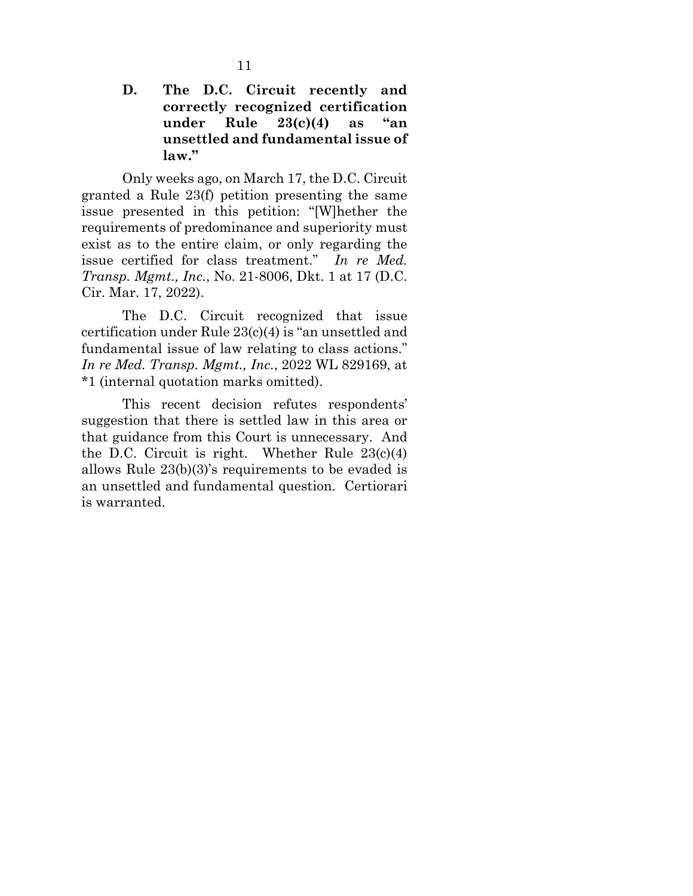### D. The D.C. Circuit recently and correctly recognized certification under Rule 23(c)(4) as "an unsettled and fundamental issue of law."

Only weeks ago, on March 17, the D.C. Circuit granted a Rule 23(f) petition presenting the same issue presented in this petition: "[W]hether the requirements of predominance and superiority must exist as to the entire claim, or only regarding the issue certified for class treatment." *In re Med. Transp. Mgmt., Inc.*, No. 21-8006, Dkt. 1 at 17 (D.C. Cir. Mar. 17, 2022).

The D.C. Circuit recognized that issue certification under Rule 23(c)(4) is "an unsettled and fundamental issue of law relating to class actions." *In re Med. Transp. Mgmt., Inc.*, 2022 WL 829169, at *1 (internal quotation marks omitted).

This recent decision refutes respondents' suggestion that there is settled law in this area or that guidance from this Court is unnecessary. And the D.C. Circuit is right. Whether Rule 23(c)(4) allows Rule 23(b)(3)'s requirements to be evaded is an unsettled and fundamental question. Certiorari is warranted.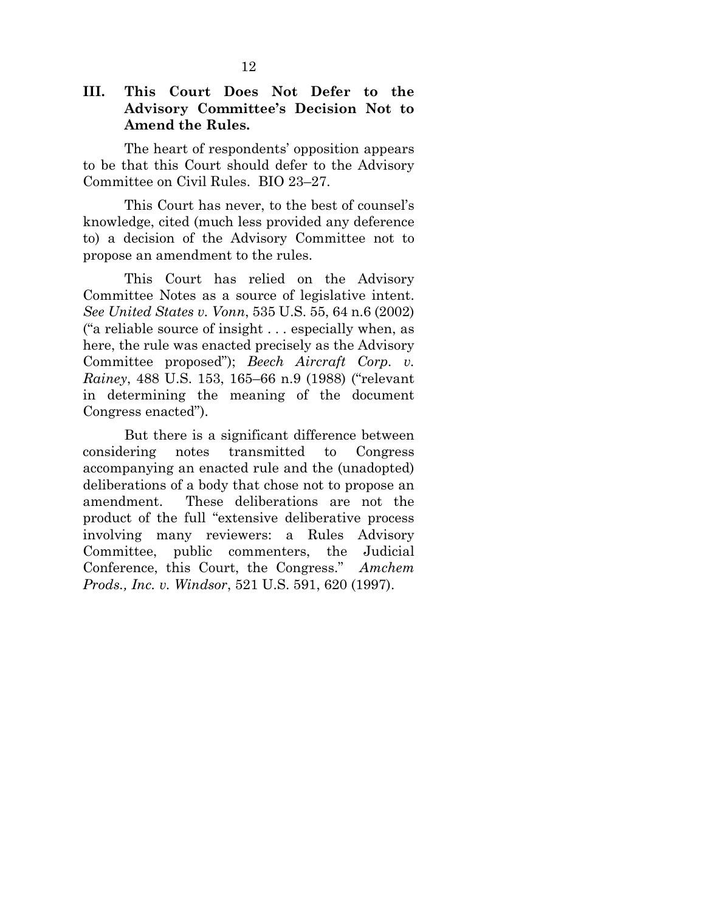## III. This Court Does Not Defer to the Advisory Committee's Decision Not to Amend the Rules.

The heart of respondents' opposition appears to be that this Court should defer to the Advisory Committee on Civil Rules. BIO 23–27.

This Court has never, to the best of counsel's knowledge, cited (much less provided any deference to) a decision of the Advisory Committee not to propose an amendment to the rules.

This Court has relied on the Advisory Committee Notes as a source of legislative intent. *See United States v. Vonn*, 535 U.S. 55, 64 n.6 (2002) ("a reliable source of insight . . . especially when, as here, the rule was enacted precisely as the Advisory Committee proposed"); *Beech Aircraft Corp. v. Rainey*, 488 U.S. 153, 165–66 n.9 (1988) ("relevant in determining the meaning of the document Congress enacted").

But there is a significant difference between considering notes transmitted to Congress accompanying an enacted rule and the (unadopted) deliberations of a body that chose not to propose an amendment. These deliberations are not the product of the full "extensive deliberative process involving many reviewers: a Rules Advisory Committee, public commenters, the Judicial Conference, this Court, the Congress." *Amchem Prods., Inc. v. Windsor*, 521 U.S. 591, 620 (1997).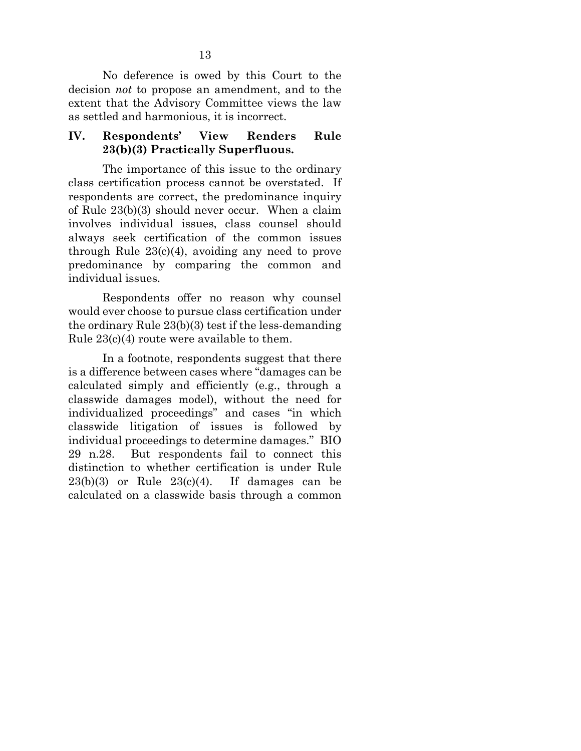No deference is owed by this Court to the decision *not* to propose an amendment, and to the extent that the Advisory Committee views the law as settled and harmonious, it is incorrect.

## IV. Respondents' View Renders Rule 23(b)(3) Practically Superfluous.

The importance of this issue to the ordinary class certification process cannot be overstated. If respondents are correct, the predominance inquiry of Rule 23(b)(3) should never occur. When a claim involves individual issues, class counsel should always seek certification of the common issues through Rule 23(c)(4), avoiding any need to prove predominance by comparing the common and individual issues.

Respondents offer no reason why counsel would ever choose to pursue class certification under the ordinary Rule 23(b)(3) test if the less-demanding Rule 23(c)(4) route were available to them.

In a footnote, respondents suggest that there is a difference between cases where "damages can be calculated simply and efficiently (e.g., through a classwide damages model), without the need for individualized proceedings" and cases "in which classwide litigation of issues is followed by individual proceedings to determine damages." BIO 29 n.28. But respondents fail to connect this distinction to whether certification is under Rule 23(b)(3) or Rule 23(c)(4). If damages can be calculated on a classwide basis through a common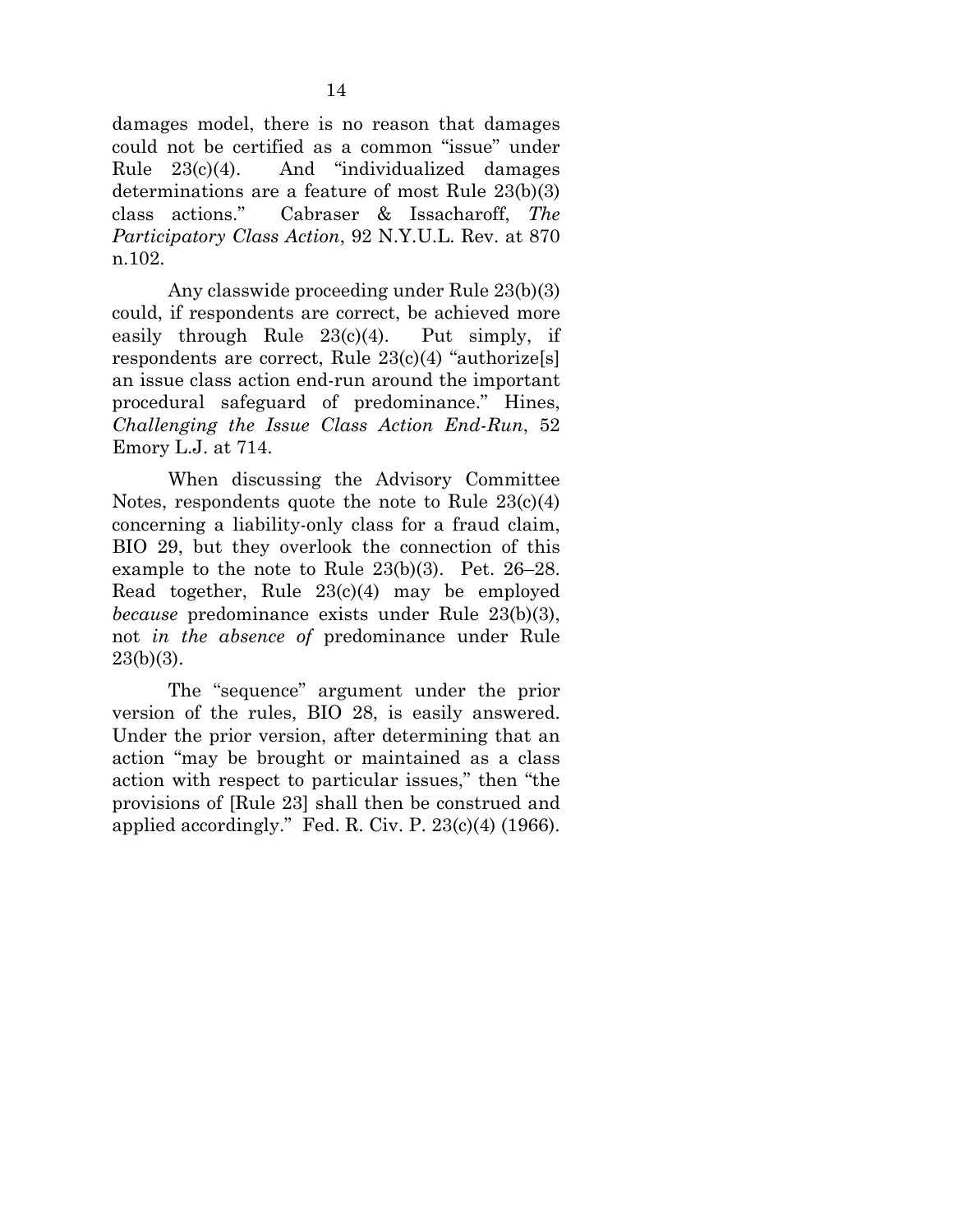damages model, there is no reason that damages could not be certified as a common "issue" under Rule 23(c)(4). And "individualized damages determinations are a feature of most Rule 23(b)(3) class actions." Cabraser & Issacharoff, *The Participatory Class Action*, 92 N.Y.U.L. Rev. at 870 n.102.

Any classwide proceeding under Rule 23(b)(3) could, if respondents are correct, be achieved more easily through Rule 23(c)(4). Put simply, if respondents are correct, Rule 23(c)(4) "authorize[s] an issue class action end-run around the important procedural safeguard of predominance." Hines, *Challenging the Issue Class Action End-Run*, 52 Emory L.J. at 714.

When discussing the Advisory Committee Notes, respondents quote the note to Rule 23(c)(4) concerning a liability-only class for a fraud claim, BIO 29, but they overlook the connection of this example to the note to Rule 23(b)(3). Pet. 26–28. Read together, Rule 23(c)(4) may be employed *because* predominance exists under Rule 23(b)(3), not *in the absence of* predominance under Rule 23(b)(3).

The "sequence" argument under the prior version of the rules, BIO 28, is easily answered. Under the prior version, after determining that an action "may be brought or maintained as a class action with respect to particular issues," then "the provisions of [Rule 23] shall then be construed and applied accordingly." Fed. R. Civ. P. 23(c)(4) (1966).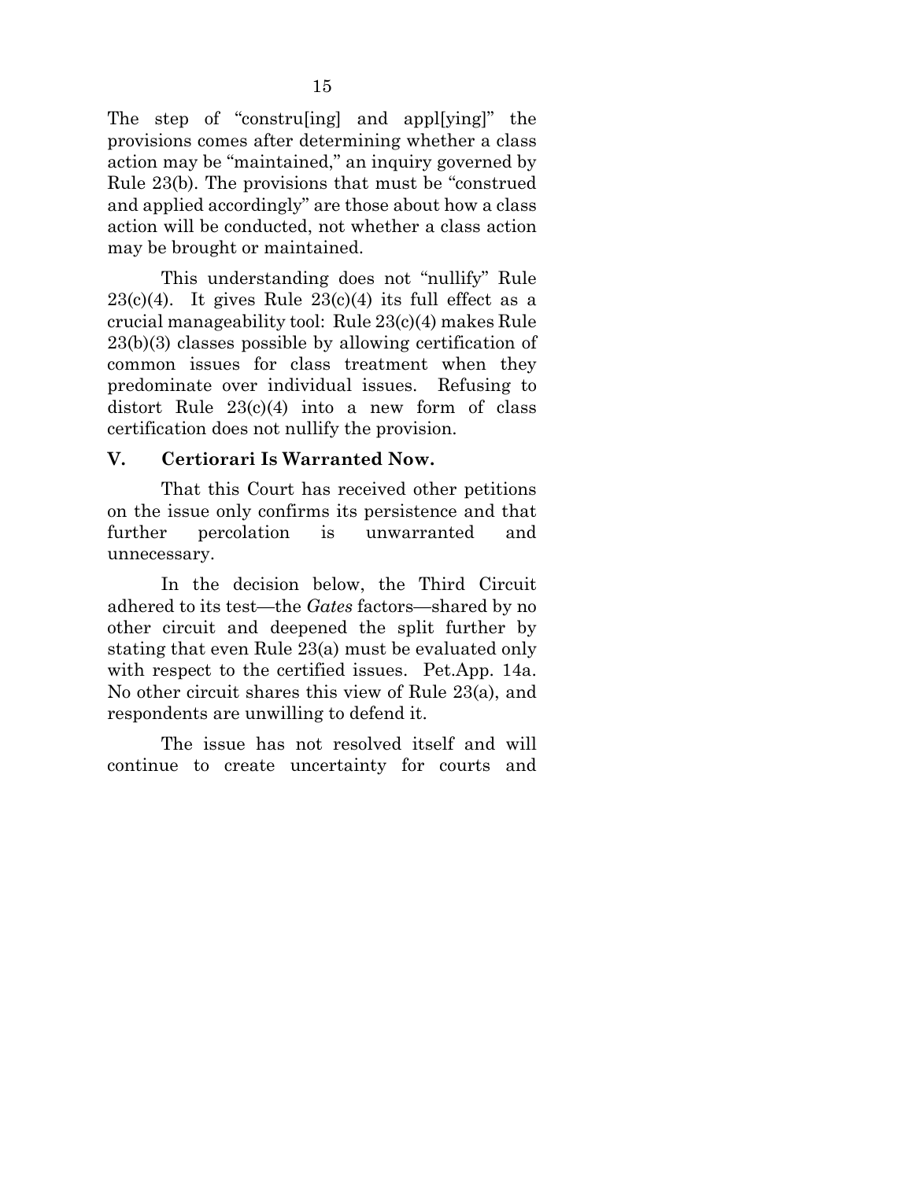The step of "constru[ing] and appl[ying]" the provisions comes after determining whether a class action may be "maintained," an inquiry governed by Rule 23(b). The provisions that must be "construed and applied accordingly" are those about how a class action will be conducted, not whether a class action may be brought or maintained.

This understanding does not "nullify" Rule 23(c)(4). It gives Rule 23(c)(4) its full effect as a crucial manageability tool: Rule 23(c)(4) makes Rule 23(b)(3) classes possible by allowing certification of common issues for class treatment when they predominate over individual issues. Refusing to distort Rule 23(c)(4) into a new form of class certification does not nullify the provision.

## V. Certiorari Is Warranted Now.

That this Court has received other petitions on the issue only confirms its persistence and that further percolation is unwarranted and unnecessary.

In the decision below, the Third Circuit adhered to its test—the *Gates* factors—shared by no other circuit and deepened the split further by stating that even Rule 23(a) must be evaluated only with respect to the certified issues. Pet.App. 14a. No other circuit shares this view of Rule 23(a), and respondents are unwilling to defend it.

The issue has not resolved itself and will continue to create uncertainty for courts and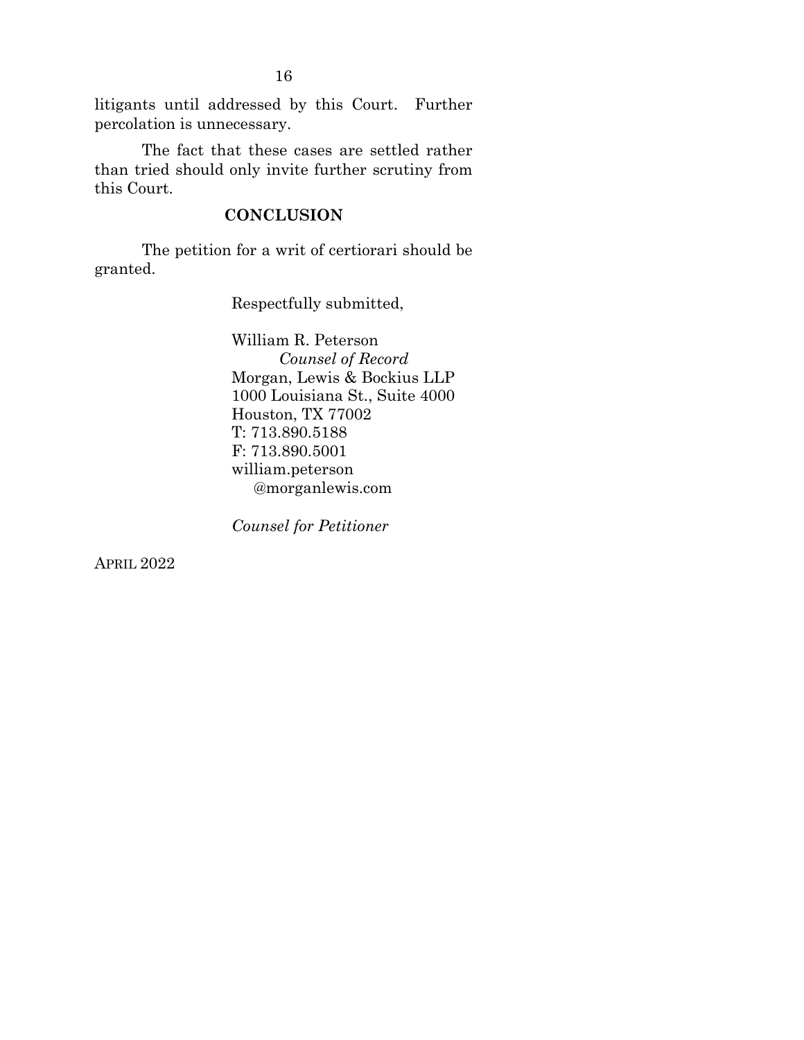litigants until addressed by this Court. Further percolation is unnecessary.

The fact that these cases are settled rather than tried should only invite further scrutiny from this Court.

## CONCLUSION

The petition for a writ of certiorari should be granted.

Respectfully submitted,

William R. Peterson
*Counsel of Record*
Morgan, Lewis & Bockius LLP
1000 Louisiana St., Suite 4000
Houston, TX 77002
T: 713.890.5188
F: 713.890.5001
william.peterson
@morganlewis.com

*Counsel for Petitioner*

APRIL 2022